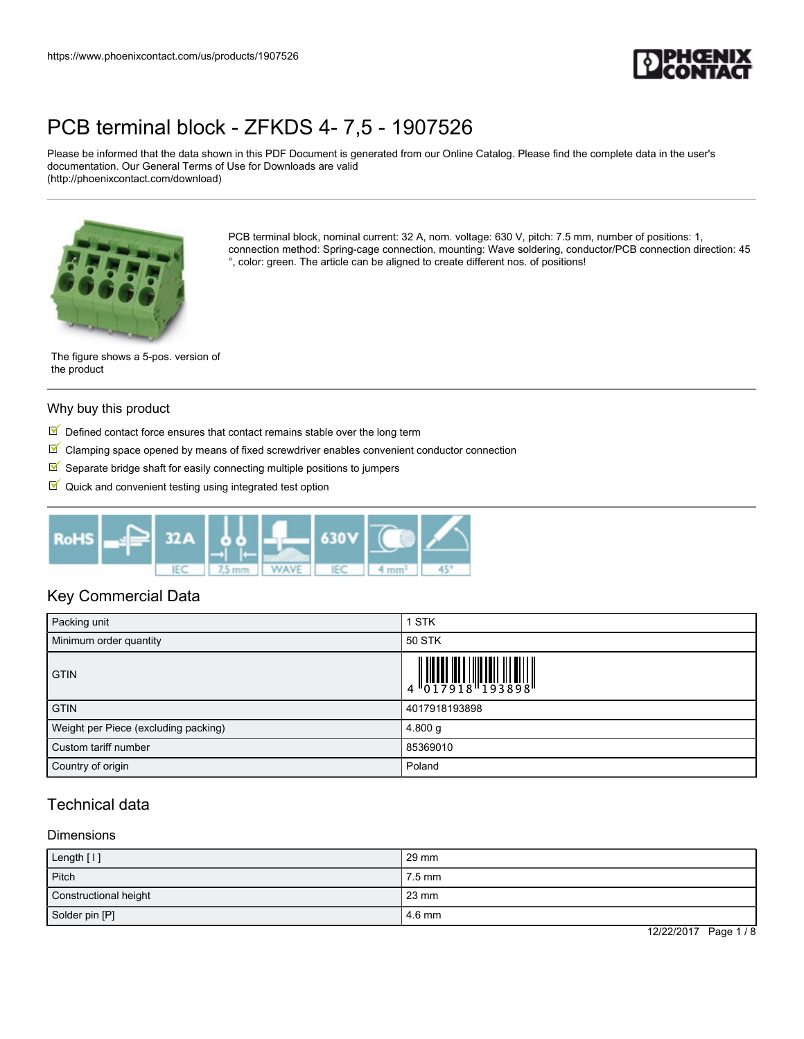# PCB terminal block - ZFKDS 4- 7,5 - 1907526

Please be informed that the data shown in this PDF Document is generated from our Online Catalog. Please find the complete data in the user's documentation. Our General Terms of Use for Downloads are valid (http://phoenixcontact.com/download)

PCB terminal block, nominal current: 32 A, nom. voltage: 630 V, pitch: 7.5 mm, number of positions: 1, connection method: Spring-cage connection, mounting: Wave soldering, conductor/PCB connection direction: 45 °, color: green. The article can be aligned to create different nos. of positions!

The figure shows a 5-pos. version of the product

## Why buy this product

- Defined contact force ensures that contact remains stable over the long term
- Clamping space opened by means of fixed screwdriver enables convenient conductor connection
- Separate bridge shaft for easily connecting multiple positions to jumpers
- Quick and convenient testing using integrated test option

## Key Commercial Data

| | |
|---|---|
| Packing unit | 1 STK |
| Minimum order quantity | 50 STK |
| GTIN | 4 017918 193898 |
| GTIN | 4017918193898 |
| Weight per Piece (excluding packing) | 4.800 g |
| Custom tariff number | 85369010 |
| Country of origin | Poland |

## Technical data

### Dimensions

| | |
|---|---|
| Length [ l ] | 29 mm |
| Pitch | 7.5 mm |
| Constructional height | 23 mm |
| Solder pin [P] | 4.6 mm |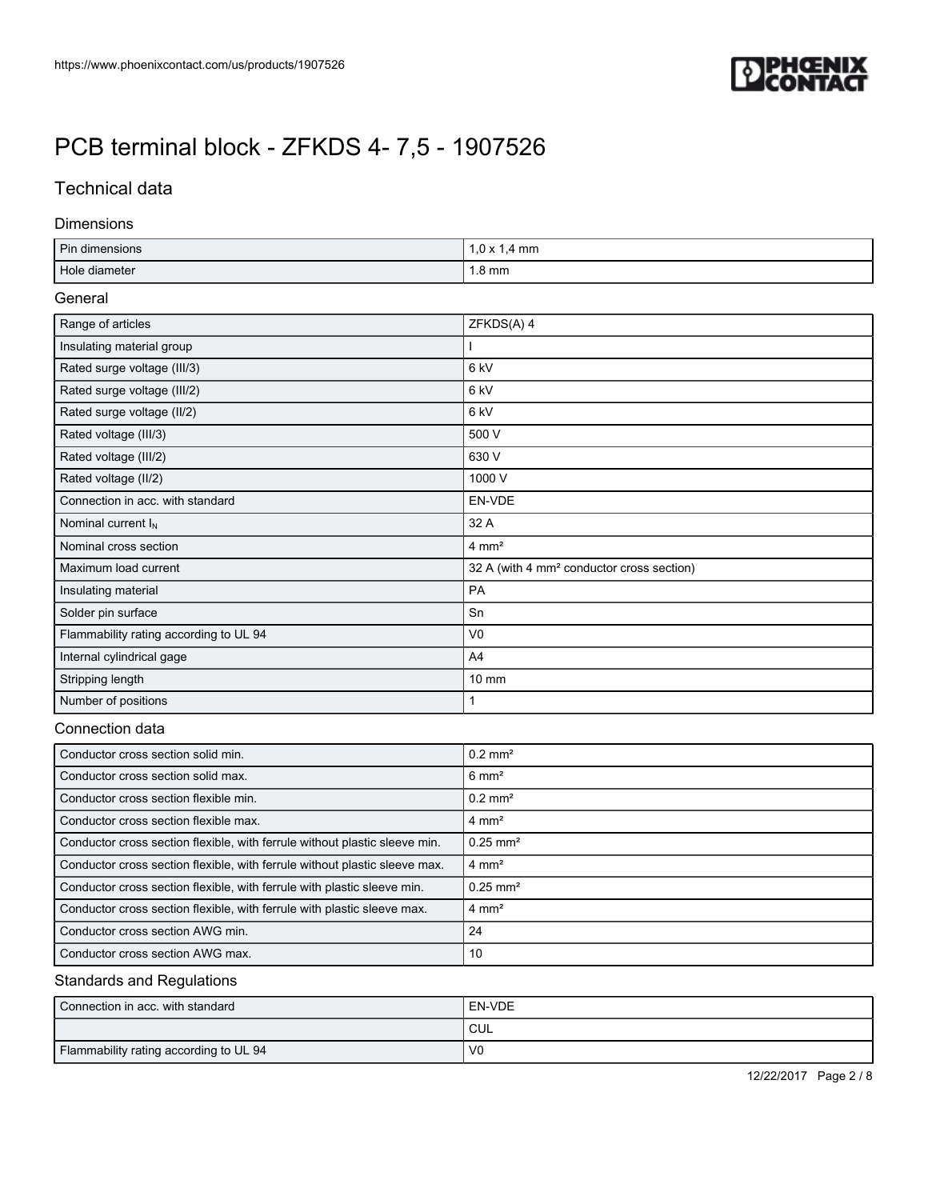# PCB terminal block - ZFKDS 4- 7,5 - 1907526

## Technical data

### Dimensions

| | |
|---|---|
| Pin dimensions | 1,0 x 1,4 mm |
| Hole diameter | 1.8 mm |

### General

| | |
|---|---|
| Range of articles | ZFKDS(A) 4 |
| Insulating material group | I |
| Rated surge voltage (III/3) | 6 kV |
| Rated surge voltage (III/2) | 6 kV |
| Rated surge voltage (II/2) | 6 kV |
| Rated voltage (III/3) | 500 V |
| Rated voltage (III/2) | 630 V |
| Rated voltage (II/2) | 1000 V |
| Connection in acc. with standard | EN-VDE |
| Nominal current $I_N$ | 32 A |
| Nominal cross section | 4 mm² |
| Maximum load current | 32 A (with 4 mm² conductor cross section) |
| Insulating material | PA |
| Solder pin surface | Sn |
| Flammability rating according to UL 94 | V0 |
| Internal cylindrical gage | A4 |
| Stripping length | 10 mm |
| Number of positions | 1 |

### Connection data

| | |
|---|---|
| Conductor cross section solid min. | 0.2 mm² |
| Conductor cross section solid max. | 6 mm² |
| Conductor cross section flexible min. | 0.2 mm² |
| Conductor cross section flexible max. | 4 mm² |
| Conductor cross section flexible, with ferrule without plastic sleeve min. | 0.25 mm² |
| Conductor cross section flexible, with ferrule without plastic sleeve max. | 4 mm² |
| Conductor cross section flexible, with ferrule with plastic sleeve min. | 0.25 mm² |
| Conductor cross section flexible, with ferrule with plastic sleeve max. | 4 mm² |
| Conductor cross section AWG min. | 24 |
| Conductor cross section AWG max. | 10 |

### Standards and Regulations

| | |
|---|---|
| Connection in acc. with standard | EN-VDE |
| | CUL |
| Flammability rating according to UL 94 | V0 |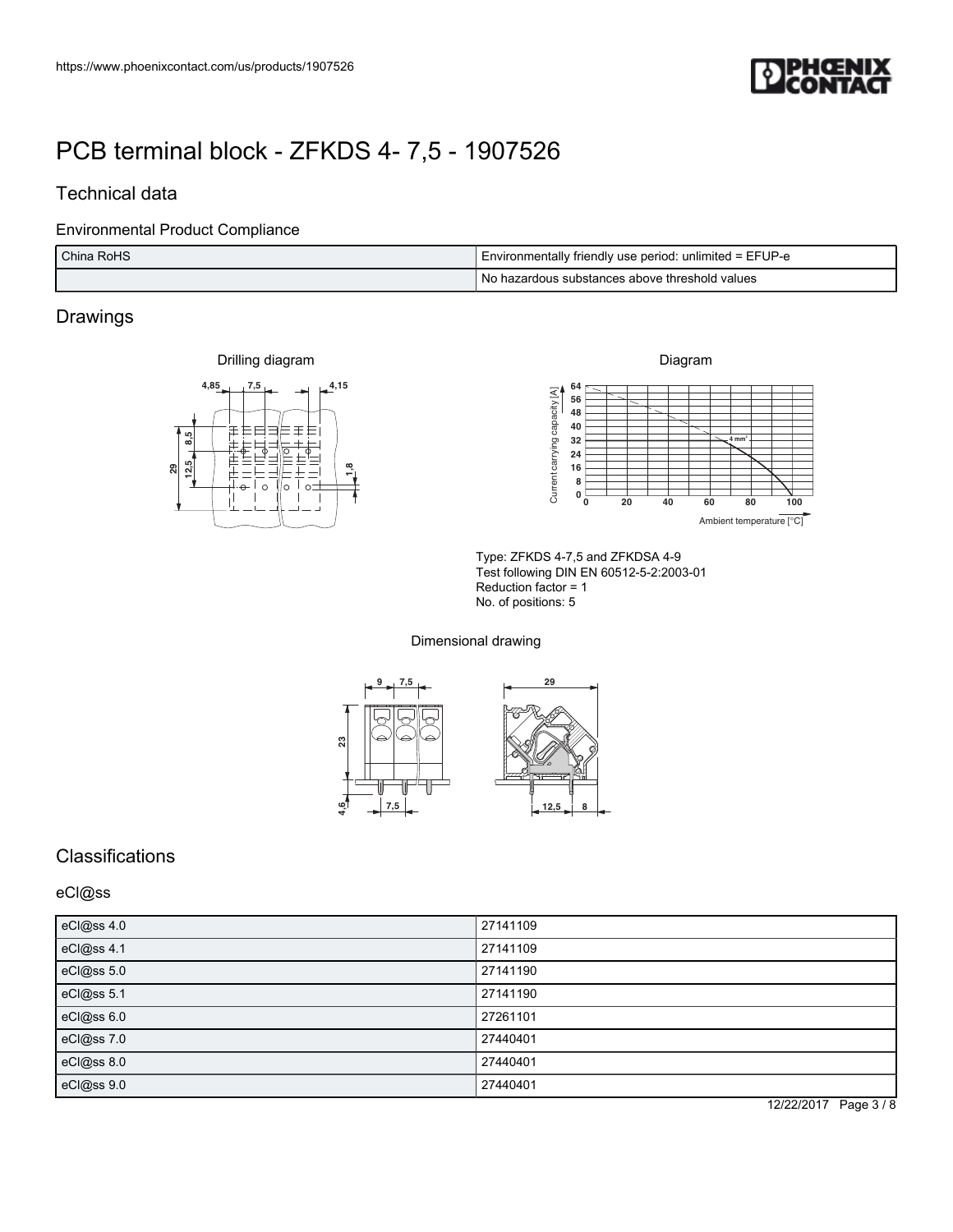# PCB terminal block - ZFKDS 4- 7,5 - 1907526

## Technical data

### Environmental Product Compliance

| China RoHS | Environmentally friendly use period: unlimited = EFUP-e |
|---|---|
| | No hazardous substances above threshold values |

## Drawings

Drilling diagram

Diagram

Type: ZFKDS 4-7,5 and ZFKDSA 4-9
Test following DIN EN 60512-5-2:2003-01
Reduction factor = 1
No. of positions: 5

Dimensional drawing

## Classifications

### eCl@ss

| eCl@ss 4.0 | 27141109 |
|---|---|
| eCl@ss 4.1 | 27141109 |
| eCl@ss 5.0 | 27141190 |
| eCl@ss 5.1 | 27141190 |
| eCl@ss 6.0 | 27261101 |
| eCl@ss 7.0 | 27440401 |
| eCl@ss 8.0 | 27440401 |
| eCl@ss 9.0 | 27440401 |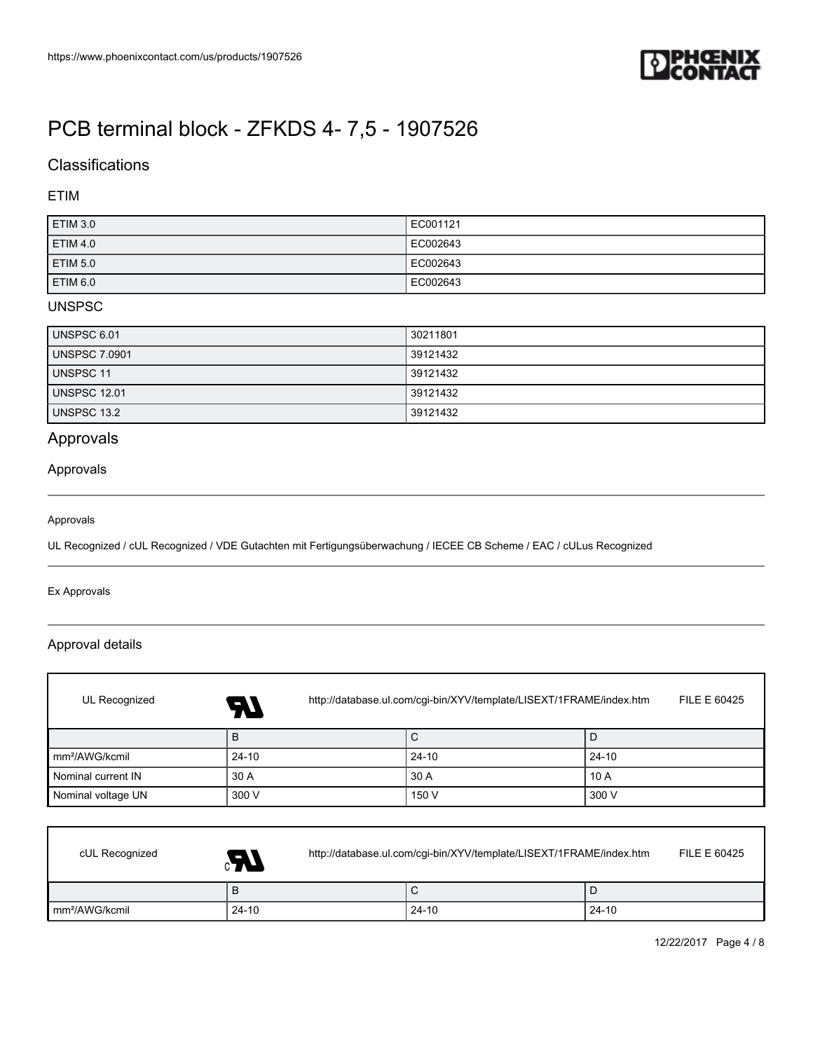# PCB terminal block - ZFKDS 4- 7,5 - 1907526

## Classifications

### ETIM

| | |
|---|---|
| ETIM 3.0 | EC001121 |
| ETIM 4.0 | EC002643 |
| ETIM 5.0 | EC002643 |
| ETIM 6.0 | EC002643 |

### UNSPSC

| | |
|---|---|
| UNSPSC 6.01 | 30211801 |
| UNSPSC 7.0901 | 39121432 |
| UNSPSC 11 | 39121432 |
| UNSPSC 12.01 | 39121432 |
| UNSPSC 13.2 | 39121432 |

## Approvals

### Approvals

Approvals

UL Recognized / cUL Recognized / VDE Gutachten mit Fertigungsüberwachung / IECEE CB Scheme / EAC / cULus Recognized

Ex Approvals

### Approval details

UL Recognized http://database.ul.com/cgi-bin/XYV/template/LISEXT/1FRAME/index.htm FILE E 60425

| | B | C | D |
|---|---|---|---|
| mm²/AWG/kcmil | 24-10 | 24-10 | 24-10 |
| Nominal current IN | 30 A | 30 A | 10 A |
| Nominal voltage UN | 300 V | 150 V | 300 V |

cUL Recognized http://database.ul.com/cgi-bin/XYV/template/LISEXT/1FRAME/index.htm FILE E 60425

| | B | C | D |
|---|---|---|---|
| mm²/AWG/kcmil | 24-10 | 24-10 | 24-10 |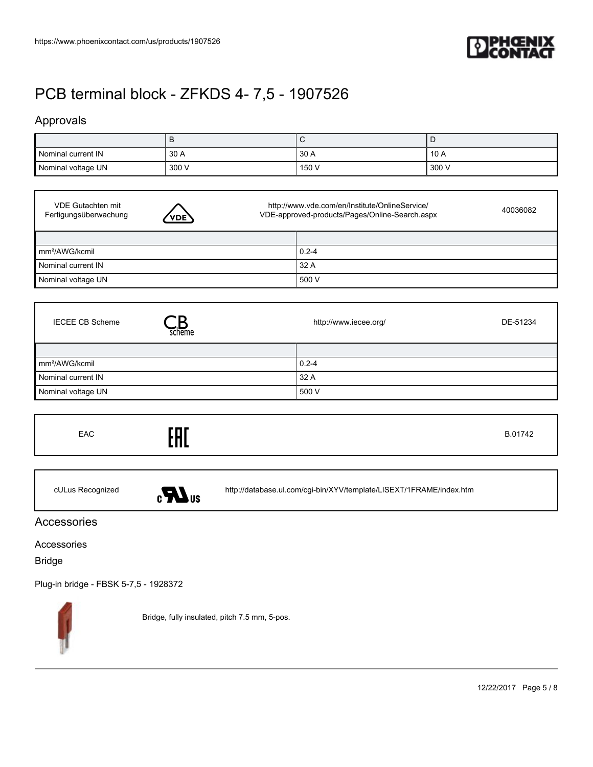# PCB terminal block - ZFKDS 4- 7,5 - 1907526

## Approvals

| | B | C | D |
|---|---|---|---|
| Nominal current IN | 30 A | 30 A | 10 A |
| Nominal voltage UN | 300 V | 150 V | 300 V |

| VDE Gutachten mit Fertigungsüberwachung | http://www.vde.com/en/Institute/OnlineService/VDE-approved-products/Pages/Online-Search.aspx | 40036082 |
|---|---|---|

| | |
|---|---|
| mm²/AWG/kcmil | 0.2-4 |
| Nominal current IN | 32 A |
| Nominal voltage UN | 500 V |

| IECEE CB Scheme | http://www.iecee.org/ | DE-51234 |
|---|---|---|

| | |
|---|---|
| mm²/AWG/kcmil | 0.2-4 |
| Nominal current IN | 32 A |
| Nominal voltage UN | 500 V |

| EAC | B.01742 |
|---|---|

| cULus Recognized | http://database.ul.com/cgi-bin/XYV/template/LISEXT/1FRAME/index.htm |
|---|---|

## Accessories

### Accessories

### Bridge

Plug-in bridge - FBSK 5-7,5 - 1928372

Bridge, fully insulated, pitch 7.5 mm, 5-pos.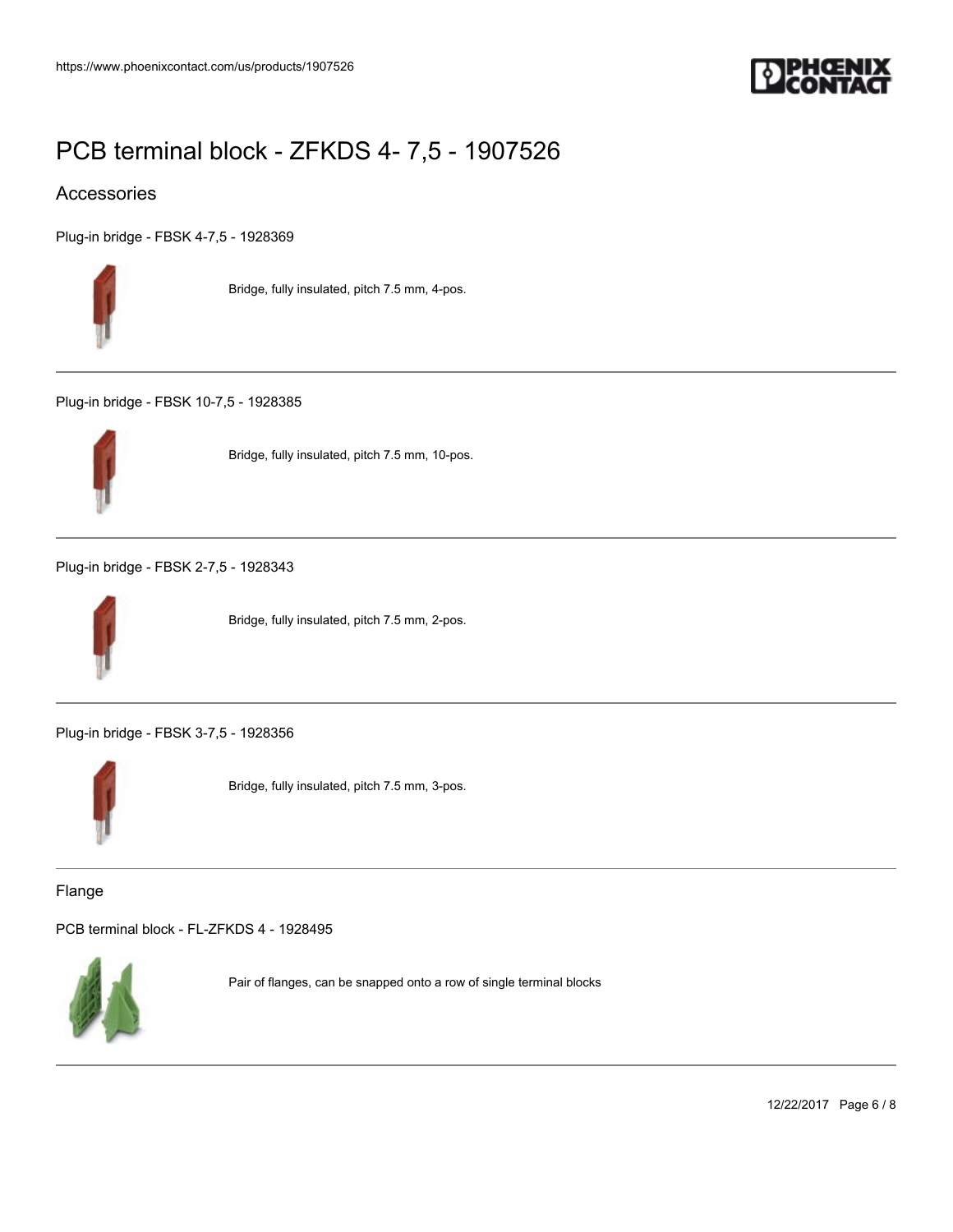# PCB terminal block - ZFKDS 4- 7,5 - 1907526

## Accessories

Plug-in bridge - FBSK 4-7,5 - 1928369

Bridge, fully insulated, pitch 7.5 mm, 4-pos.

---

Plug-in bridge - FBSK 10-7,5 - 1928385

Bridge, fully insulated, pitch 7.5 mm, 10-pos.

---

Plug-in bridge - FBSK 2-7,5 - 1928343

Bridge, fully insulated, pitch 7.5 mm, 2-pos.

---

Plug-in bridge - FBSK 3-7,5 - 1928356

Bridge, fully insulated, pitch 7.5 mm, 3-pos.

---

### Flange

PCB terminal block - FL-ZFKDS 4 - 1928495

Pair of flanges, can be snapped onto a row of single terminal blocks

---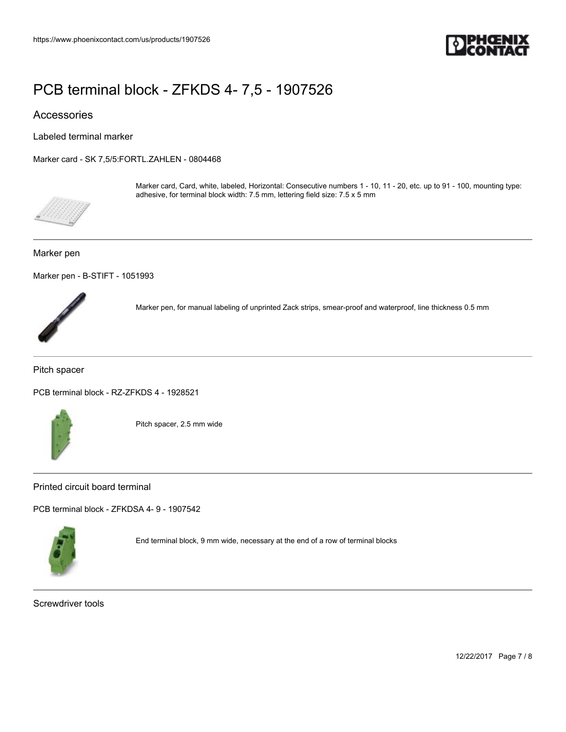# PCB terminal block - ZFKDS 4- 7,5 - 1907526

## Accessories

### Labeled terminal marker

Marker card - SK 7,5/5:FORTL.ZAHLEN - 0804468

Marker card, Card, white, labeled, Horizontal: Consecutive numbers 1 - 10, 11 - 20, etc. up to 91 - 100, mounting type: adhesive, for terminal block width: 7.5 mm, lettering field size: 7.5 x 5 mm

---

### Marker pen

Marker pen - B-STIFT - 1051993

Marker pen, for manual labeling of unprinted Zack strips, smear-proof and waterproof, line thickness 0.5 mm

---

### Pitch spacer

PCB terminal block - RZ-ZFKDS 4 - 1928521

Pitch spacer, 2.5 mm wide

---

### Printed circuit board terminal

PCB terminal block - ZFKDSA 4- 9 - 1907542

End terminal block, 9 mm wide, necessary at the end of a row of terminal blocks

---

### Screwdriver tools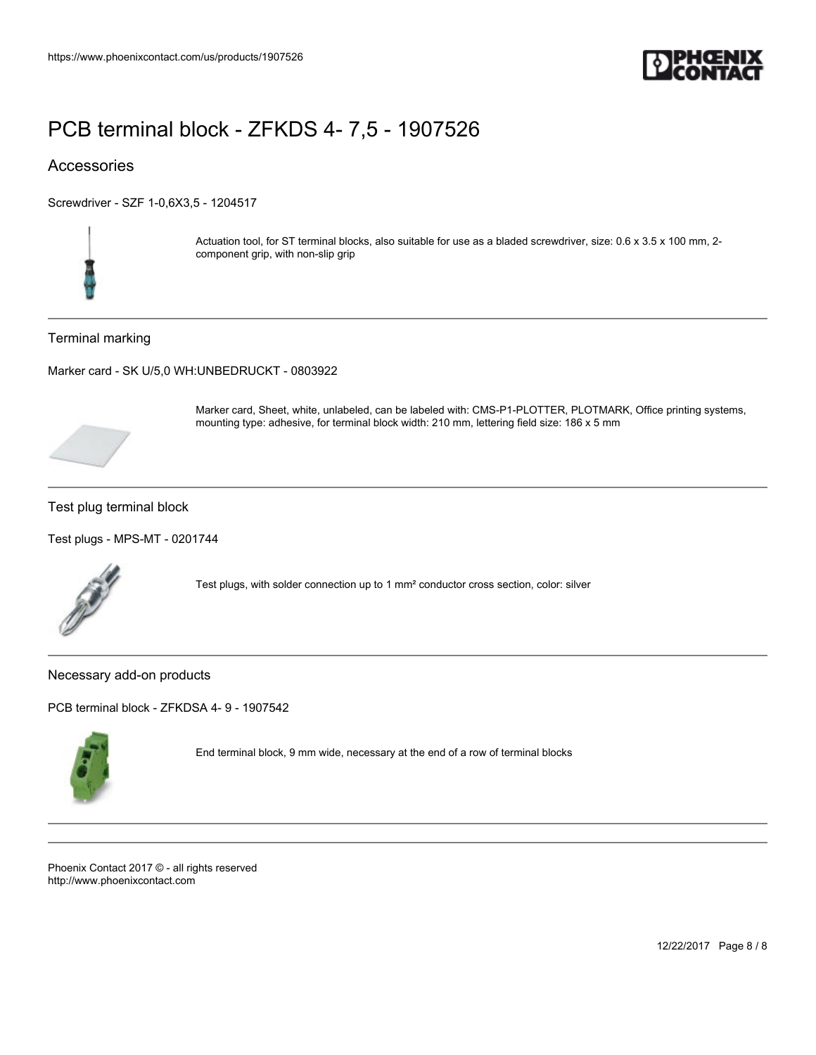# PCB terminal block - ZFKDS 4- 7,5 - 1907526

## Accessories

Screwdriver - SZF 1-0,6X3,5 - 1204517

Actuation tool, for ST terminal blocks, also suitable for use as a bladed screwdriver, size: 0.6 x 3.5 x 100 mm, 2-component grip, with non-slip grip

### Terminal marking

Marker card - SK U/5,0 WH:UNBEDRUCKT - 0803922

Marker card, Sheet, white, unlabeled, can be labeled with: CMS-P1-PLOTTER, PLOTMARK, Office printing systems, mounting type: adhesive, for terminal block width: 210 mm, lettering field size: 186 x 5 mm

### Test plug terminal block

Test plugs - MPS-MT - 0201744

Test plugs, with solder connection up to 1 mm² conductor cross section, color: silver

### Necessary add-on products

PCB terminal block - ZFKDSA 4- 9 - 1907542

End terminal block, 9 mm wide, necessary at the end of a row of terminal blocks

Phoenix Contact 2017 © - all rights reserved
http://www.phoenixcontact.com